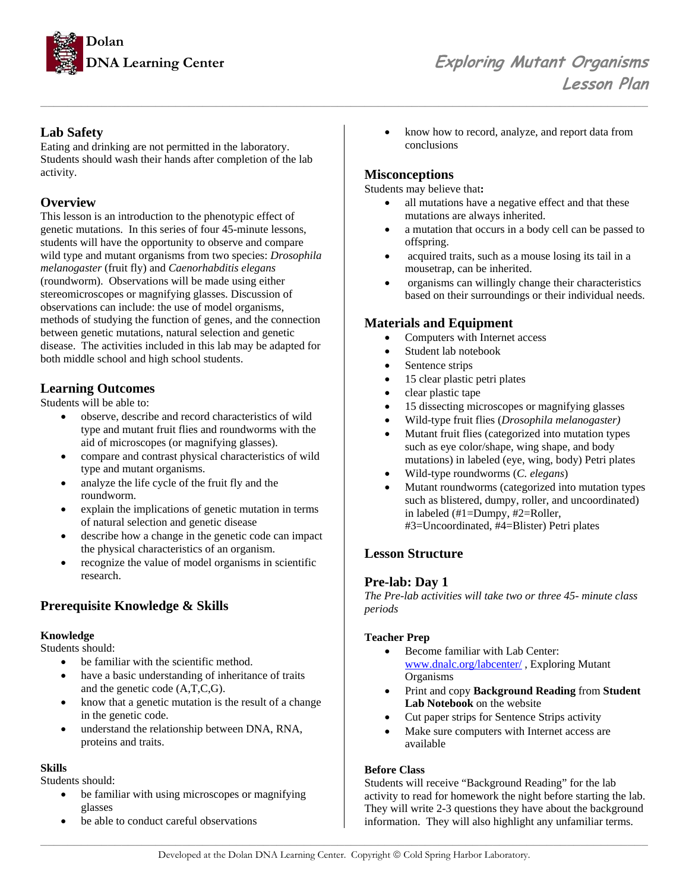Dolan DNA Learning Center

# Exploring Mutant Organisms Lesson Plan

## Lab Safety

Eating and drinking are not permitted in the laboratory. Students should wash their hands after completion of the lab activity.

## Overview

This lesson is an introduction to the phenotypic effect of genetic mutations. In this series of four 45-minute lessons, students will have the opportunity to observe and compare wild type and mutant organisms from two species: *Drosophila melanogaster* (fruit fly) and *Caenorhabditis elegans* (roundworm). Observations will be made using either stereomicroscopes or magnifying glasses. Discussion of observations can include: the use of model organisms, methods of studying the function of genes, and the connection between genetic mutations, natural selection and genetic disease. The activities included in this lab may be adapted for both middle school and high school students.

## Learning Outcomes

Students will be able to:

- observe, describe and record characteristics of wild type and mutant fruit flies and roundworms with the aid of microscopes (or magnifying glasses).
- compare and contrast physical characteristics of wild type and mutant organisms.
- analyze the life cycle of the fruit fly and the roundworm.
- explain the implications of genetic mutation in terms of natural selection and genetic disease
- describe how a change in the genetic code can impact the physical characteristics of an organism.
- recognize the value of model organisms in scientific research.

## Prerequisite Knowledge & Skills

### Knowledge

Students should:

- be familiar with the scientific method.
- have a basic understanding of inheritance of traits and the genetic code (A,T,C,G).
- know that a genetic mutation is the result of a change in the genetic code.
- understand the relationship between DNA, RNA, proteins and traits.

### Skills

Students should:

- be familiar with using microscopes or magnifying glasses
- be able to conduct careful observations
- know how to record, analyze, and report data from conclusions

## Misconceptions

Students may believe that**:**

- all mutations have a negative effect and that these mutations are always inherited.
- a mutation that occurs in a body cell can be passed to offspring.
- acquired traits, such as a mouse losing its tail in a mousetrap, can be inherited.
- organisms can willingly change their characteristics based on their surroundings or their individual needs.

## Materials and Equipment

- Computers with Internet access
- Student lab notebook
- Sentence strips
- 15 clear plastic petri plates
- clear plastic tape
- 15 dissecting microscopes or magnifying glasses
- Wild-type fruit flies (*Drosophila melanogaster)*
- Mutant fruit flies (categorized into mutation types such as eye color/shape, wing shape, and body mutations) in labeled (eye, wing, body) Petri plates
- Wild-type roundworms (*C. elegans*)
- Mutant roundworms (categorized into mutation types such as blistered, dumpy, roller, and uncoordinated) in labeled (#1=Dumpy, #2=Roller, #3=Uncoordinated, #4=Blister) Petri plates

## Lesson Structure

## Pre-lab: Day 1

*The Pre-lab activities will take two or three 45- minute class periods*

### Teacher Prep

- Become familiar with Lab Center: www.dnalc.org/labcenter/ , Exploring Mutant Organisms
- Print and copy **Background Reading** from **Student Lab Notebook** on the website
- Cut paper strips for Sentence Strips activity
- Make sure computers with Internet access are available

### Before Class

Students will receive "Background Reading" for the lab activity to read for homework the night before starting the lab. They will write 2-3 questions they have about the background information. They will also highlight any unfamiliar terms.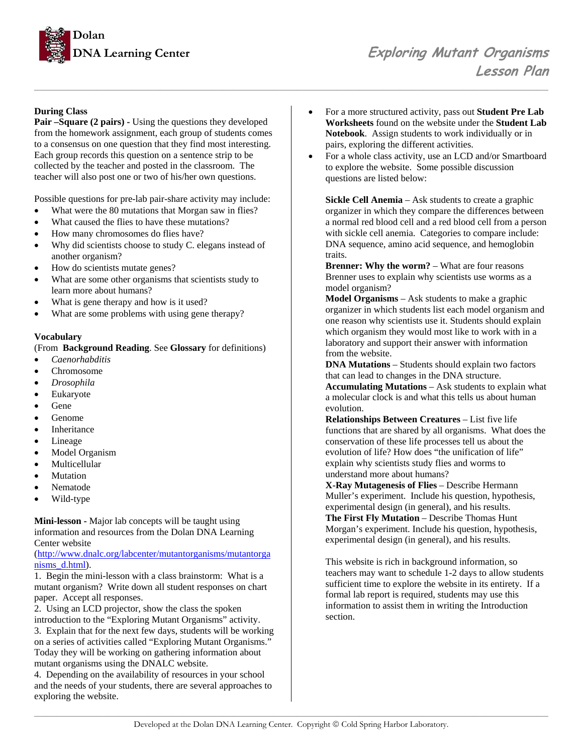**During Class**

**Pair –Square (2 pairs) -** Using the questions they developed from the homework assignment, each group of students comes to a consensus on one question that they find most interesting. Each group records this question on a sentence strip to be collected by the teacher and posted in the classroom. The teacher will also post one or two of his/her own questions.

Possible questions for pre-lab pair-share activity may include:

- What were the 80 mutations that Morgan saw in flies?
- What caused the flies to have these mutations?
- How many chromosomes do flies have?
- Why did scientists choose to study C. elegans instead of another organism?
- How do scientists mutate genes?
- What are some other organisms that scientists study to learn more about humans?
- What is gene therapy and how is it used?
- What are some problems with using gene therapy?

**Vocabulary**

(From **Background Reading**. See **Glossary** for definitions)

- *Caenorhabditis*
- Chromosome
- *Drosophila*
- Eukaryote
- Gene
- Genome
- Inheritance
- Lineage
- Model Organism
- Multicellular
- Mutation
- Nematode
- Wild-type

**Mini-lesson -** Major lab concepts will be taught using information and resources from the Dolan DNA Learning Center website (http://www.dnalc.org/labcenter/mutantorganisms/mutantorganisms_d.html).

1. Begin the mini-lesson with a class brainstorm: What is a mutant organism? Write down all student responses on chart paper. Accept all responses.
2. Using an LCD projector, show the class the spoken introduction to the "Exploring Mutant Organisms" activity.
3. Explain that for the next few days, students will be working on a series of activities called "Exploring Mutant Organisms." Today they will be working on gathering information about mutant organisms using the DNALC website.
4. Depending on the availability of resources in your school and the needs of your students, there are several approaches to exploring the website.

- For a more structured activity, pass out **Student Pre Lab Worksheets** found on the website under the **Student Lab Notebook**. Assign students to work individually or in pairs, exploring the different activities.
- For a whole class activity, use an LCD and/or Smartboard to explore the website. Some possible discussion questions are listed below:

**Sickle Cell Anemia** – Ask students to create a graphic organizer in which they compare the differences between a normal red blood cell and a red blood cell from a person with sickle cell anemia. Categories to compare include: DNA sequence, amino acid sequence, and hemoglobin traits.

**Brenner: Why the worm?** – What are four reasons Brenner uses to explain why scientists use worms as a model organism?

**Model Organisms** – Ask students to make a graphic organizer in which students list each model organism and one reason why scientists use it. Students should explain which organism they would most like to work with in a laboratory and support their answer with information from the website.

**DNA Mutations** – Students should explain two factors that can lead to changes in the DNA structure.

**Accumulating Mutations** – Ask students to explain what a molecular clock is and what this tells us about human evolution.

**Relationships Between Creatures** – List five life functions that are shared by all organisms. What does the conservation of these life processes tell us about the evolution of life? How does "the unification of life" explain why scientists study flies and worms to understand more about humans?

**X-Ray Mutagenesis of Flies** – Describe Hermann Muller's experiment. Include his question, hypothesis, experimental design (in general), and his results.

**The First Fly Mutation** – Describe Thomas Hunt Morgan's experiment. Include his question, hypothesis, experimental design (in general), and his results.

This website is rich in background information, so teachers may want to schedule 1-2 days to allow students sufficient time to explore the website in its entirety. If a formal lab report is required, students may use this information to assist them in writing the Introduction section.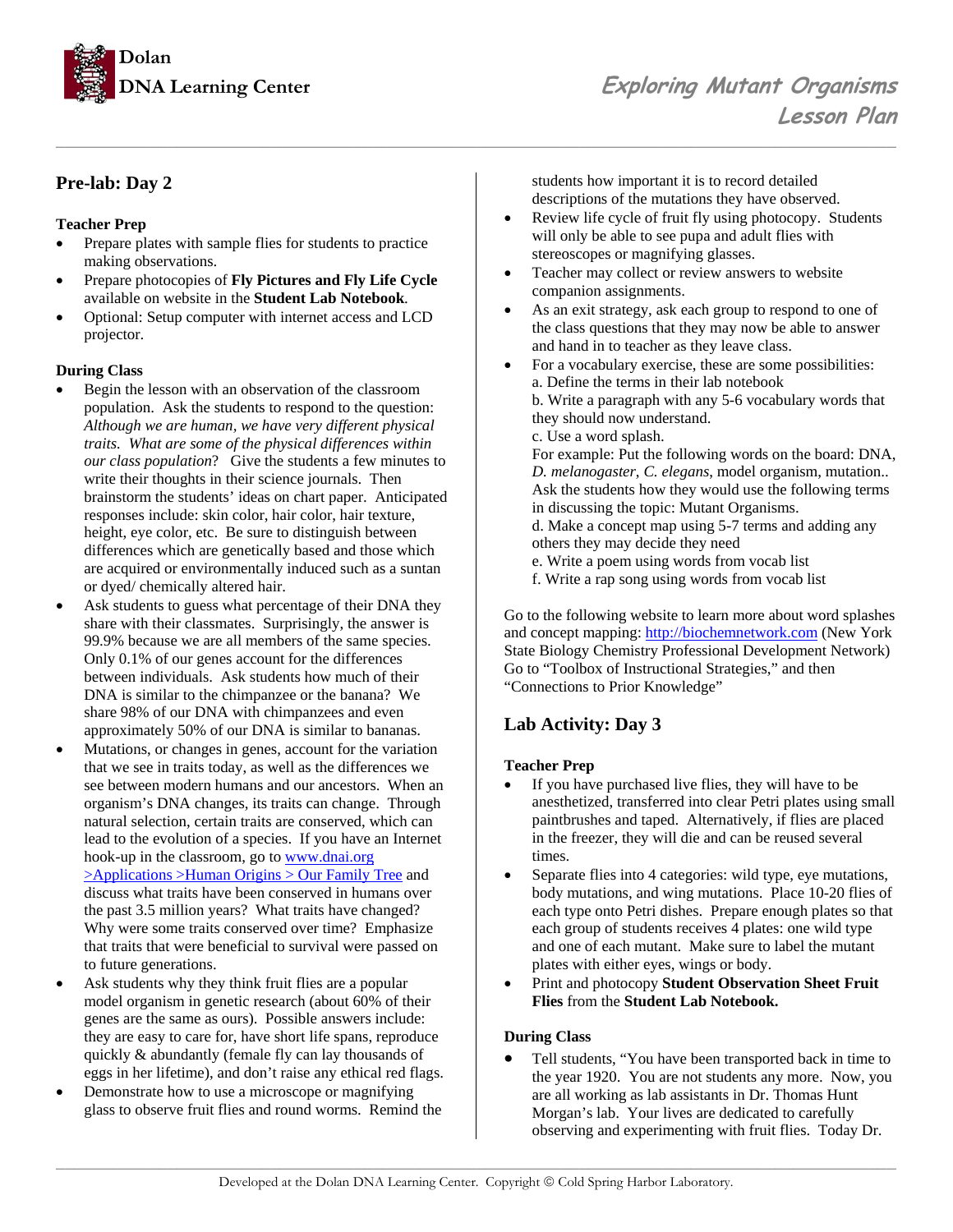## Pre-lab: Day 2

### Teacher Prep

- Prepare plates with sample flies for students to practice making observations.
- Prepare photocopies of **Fly Pictures and Fly Life Cycle** available on website in the **Student Lab Notebook**.
- Optional: Setup computer with internet access and LCD projector.

### During Class

- Begin the lesson with an observation of the classroom population. Ask the students to respond to the question: *Although we are human, we have very different physical traits. What are some of the physical differences within our class population*? Give the students a few minutes to write their thoughts in their science journals. Then brainstorm the students' ideas on chart paper. Anticipated responses include: skin color, hair color, hair texture, height, eye color, etc. Be sure to distinguish between differences which are genetically based and those which are acquired or environmentally induced such as a suntan or dyed/ chemically altered hair.
- Ask students to guess what percentage of their DNA they share with their classmates. Surprisingly, the answer is 99.9% because we are all members of the same species. Only 0.1% of our genes account for the differences between individuals. Ask students how much of their DNA is similar to the chimpanzee or the banana? We share 98% of our DNA with chimpanzees and even approximately 50% of our DNA is similar to bananas.
- Mutations, or changes in genes, account for the variation that we see in traits today, as well as the differences we see between modern humans and our ancestors. When an organism's DNA changes, its traits can change. Through natural selection, certain traits are conserved, which can lead to the evolution of a species. If you have an Internet hook-up in the classroom, go to www.dnai.org >Applications >Human Origins > Our Family Tree and discuss what traits have been conserved in humans over the past 3.5 million years? What traits have changed? Why were some traits conserved over time? Emphasize that traits that were beneficial to survival were passed on to future generations.
- Ask students why they think fruit flies are a popular model organism in genetic research (about 60% of their genes are the same as ours). Possible answers include: they are easy to care for, have short life spans, reproduce quickly & abundantly (female fly can lay thousands of eggs in her lifetime), and don't raise any ethical red flags.
- Demonstrate how to use a microscope or magnifying glass to observe fruit flies and round worms. Remind the students how important it is to record detailed descriptions of the mutations they have observed.
- Review life cycle of fruit fly using photocopy. Students will only be able to see pupa and adult flies with stereoscopes or magnifying glasses.
- Teacher may collect or review answers to website companion assignments.
- As an exit strategy, ask each group to respond to one of the class questions that they may now be able to answer and hand in to teacher as they leave class.
- For a vocabulary exercise, these are some possibilities:  
  a. Define the terms in their lab notebook  
  b. Write a paragraph with any 5-6 vocabulary words that they should now understand.  
  c. Use a word splash.  
  For example: Put the following words on the board: DNA, *D. melanogaster*, *C. elegans*, model organism, mutation.. Ask the students how they would use the following terms in discussing the topic: Mutant Organisms.  
  d. Make a concept map using 5-7 terms and adding any others they may decide they need  
  e. Write a poem using words from vocab list  
  f. Write a rap song using words from vocab list

Go to the following website to learn more about word splashes and concept mapping: http://biochemnetwork.com (New York State Biology Chemistry Professional Development Network) Go to "Toolbox of Instructional Strategies," and then "Connections to Prior Knowledge"

## Lab Activity: Day 3

### Teacher Prep

- If you have purchased live flies, they will have to be anesthetized, transferred into clear Petri plates using small paintbrushes and taped. Alternatively, if flies are placed in the freezer, they will die and can be reused several times.
- Separate flies into 4 categories: wild type, eye mutations, body mutations, and wing mutations. Place 10-20 flies of each type onto Petri dishes. Prepare enough plates so that each group of students receives 4 plates: one wild type and one of each mutant. Make sure to label the mutant plates with either eyes, wings or body.
- Print and photocopy **Student Observation Sheet Fruit Flies** from the **Student Lab Notebook.**

### During Class

- Tell students, "You have been transported back in time to the year 1920. You are not students any more. Now, you are all working as lab assistants in Dr. Thomas Hunt Morgan's lab. Your lives are dedicated to carefully observing and experimenting with fruit flies. Today Dr.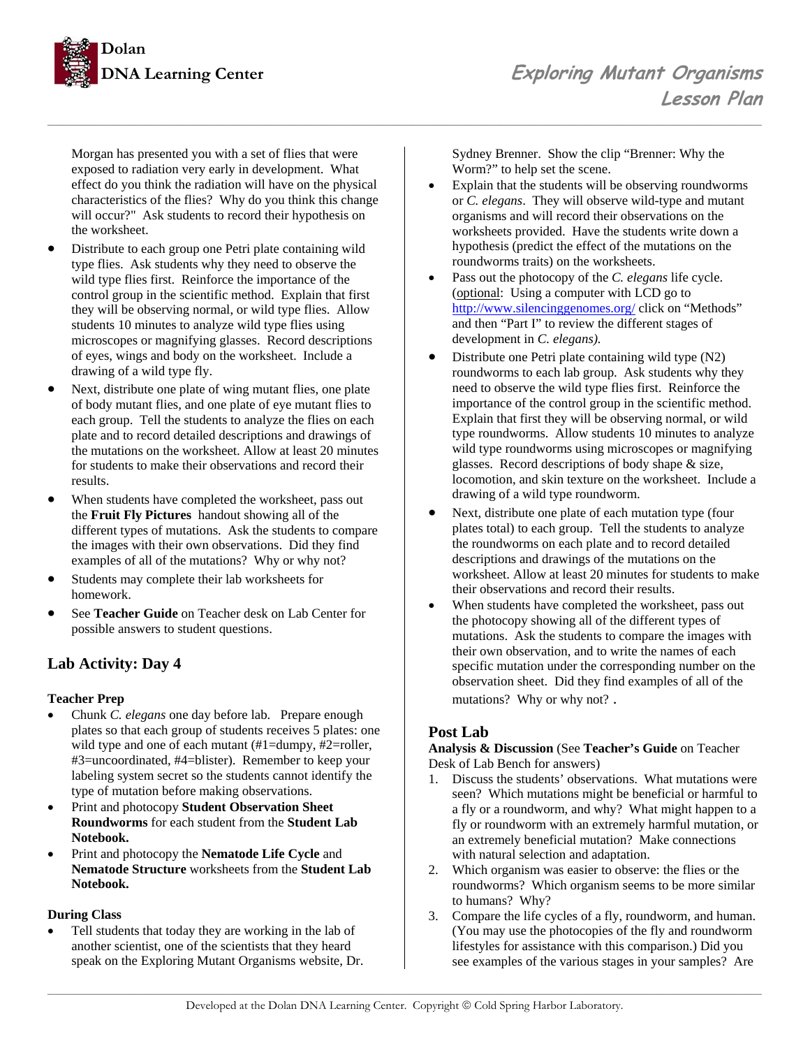Morgan has presented you with a set of flies that were exposed to radiation very early in development. What effect do you think the radiation will have on the physical characteristics of the flies? Why do you think this change will occur?" Ask students to record their hypothesis on the worksheet.

- Distribute to each group one Petri plate containing wild type flies. Ask students why they need to observe the wild type flies first. Reinforce the importance of the control group in the scientific method. Explain that first they will be observing normal, or wild type flies. Allow students 10 minutes to analyze wild type flies using microscopes or magnifying glasses. Record descriptions of eyes, wings and body on the worksheet. Include a drawing of a wild type fly.
- Next, distribute one plate of wing mutant flies, one plate of body mutant flies, and one plate of eye mutant flies to each group. Tell the students to analyze the flies on each plate and to record detailed descriptions and drawings of the mutations on the worksheet. Allow at least 20 minutes for students to make their observations and record their results.
- When students have completed the worksheet, pass out the **Fruit Fly Pictures** handout showing all of the different types of mutations. Ask the students to compare the images with their own observations. Did they find examples of all of the mutations? Why or why not?
- Students may complete their lab worksheets for homework.
- See **Teacher Guide** on Teacher desk on Lab Center for possible answers to student questions.

## Lab Activity: Day 4

### Teacher Prep

- Chunk *C. elegans* one day before lab. Prepare enough plates so that each group of students receives 5 plates: one wild type and one of each mutant (#1=dumpy, #2=roller, #3=uncoordinated, #4=blister). Remember to keep your labeling system secret so the students cannot identify the type of mutation before making observations.
- Print and photocopy **Student Observation Sheet Roundworms** for each student from the **Student Lab Notebook.**
- Print and photocopy the **Nematode Life Cycle** and **Nematode Structure** worksheets from the **Student Lab Notebook.**

### During Class

- Tell students that today they are working in the lab of another scientist, one of the scientists that they heard speak on the Exploring Mutant Organisms website, Dr. Sydney Brenner. Show the clip "Brenner: Why the Worm?" to help set the scene.
- Explain that the students will be observing roundworms or *C. elegans*. They will observe wild-type and mutant organisms and will record their observations on the worksheets provided. Have the students write down a hypothesis (predict the effect of the mutations on the roundworms traits) on the worksheets.
- Pass out the photocopy of the *C. elegans* life cycle. (optional: Using a computer with LCD go to http://www.silencinggenomes.org/ click on "Methods" and then "Part I" to review the different stages of development in *C. elegans).*
- Distribute one Petri plate containing wild type (N2) roundworms to each lab group. Ask students why they need to observe the wild type flies first. Reinforce the importance of the control group in the scientific method. Explain that first they will be observing normal, or wild type roundworms. Allow students 10 minutes to analyze wild type roundworms using microscopes or magnifying glasses. Record descriptions of body shape & size, locomotion, and skin texture on the worksheet. Include a drawing of a wild type roundworm.
- Next, distribute one plate of each mutation type (four plates total) to each group. Tell the students to analyze the roundworms on each plate and to record detailed descriptions and drawings of the mutations on the worksheet. Allow at least 20 minutes for students to make their observations and record their results.
- When students have completed the worksheet, pass out the photocopy showing all of the different types of mutations. Ask the students to compare the images with their own observation, and to write the names of each specific mutation under the corresponding number on the observation sheet. Did they find examples of all of the mutations? Why or why not? .

## Post Lab

**Analysis & Discussion** (See **Teacher's Guide** on Teacher Desk of Lab Bench for answers)

1. Discuss the students' observations. What mutations were seen? Which mutations might be beneficial or harmful to a fly or a roundworm, and why? What might happen to a fly or roundworm with an extremely harmful mutation, or an extremely beneficial mutation? Make connections with natural selection and adaptation.
2. Which organism was easier to observe: the flies or the roundworms? Which organism seems to be more similar to humans? Why?
3. Compare the life cycles of a fly, roundworm, and human. (You may use the photocopies of the fly and roundworm lifestyles for assistance with this comparison.) Did you see examples of the various stages in your samples? Are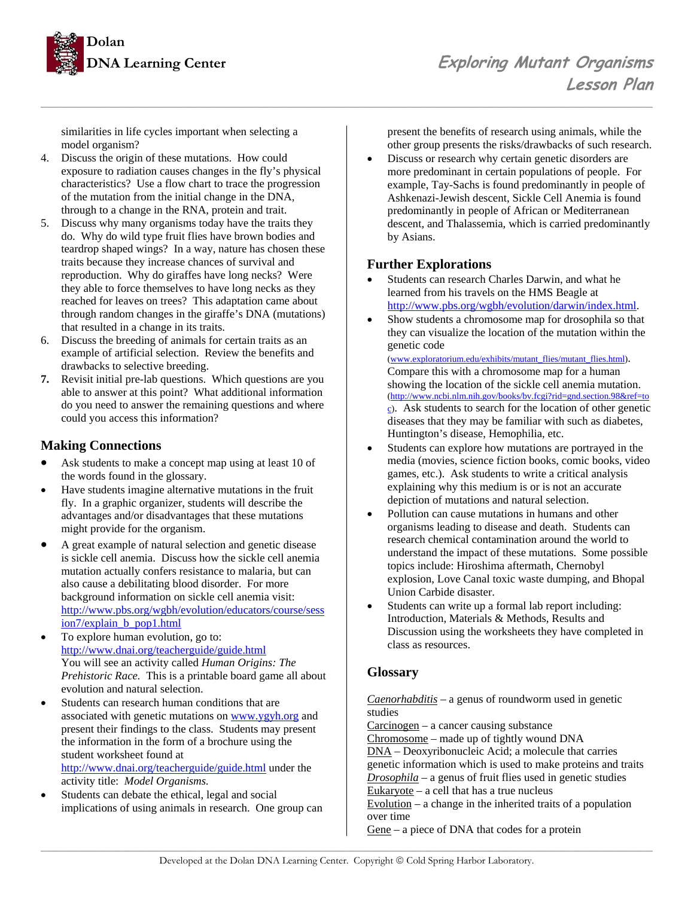similarities in life cycles important when selecting a model organism?

4. Discuss the origin of these mutations. How could exposure to radiation causes changes in the fly's physical characteristics? Use a flow chart to trace the progression of the mutation from the initial change in the DNA, through to a change in the RNA, protein and trait.
5. Discuss why many organisms today have the traits they do. Why do wild type fruit flies have brown bodies and teardrop shaped wings? In a way, nature has chosen these traits because they increase chances of survival and reproduction. Why do giraffes have long necks? Were they able to force themselves to have long necks as they reached for leaves on trees? This adaptation came about through random changes in the giraffe's DNA (mutations) that resulted in a change in its traits.
6. Discuss the breeding of animals for certain traits as an example of artificial selection. Review the benefits and drawbacks to selective breeding.
7. Revisit initial pre-lab questions. Which questions are you able to answer at this point? What additional information do you need to answer the remaining questions and where could you access this information?

## Making Connections

- Ask students to make a concept map using at least 10 of the words found in the glossary.
- Have students imagine alternative mutations in the fruit fly. In a graphic organizer, students will describe the advantages and/or disadvantages that these mutations might provide for the organism.
- A great example of natural selection and genetic disease is sickle cell anemia. Discuss how the sickle cell anemia mutation actually confers resistance to malaria, but can also cause a debilitating blood disorder. For more background information on sickle cell anemia visit: http://www.pbs.org/wgbh/evolution/educators/course/session7/explain_b_pop1.html
- To explore human evolution, go to: http://www.dnai.org/teacherguide/guide.html You will see an activity called *Human Origins: The Prehistoric Race.* This is a printable board game all about evolution and natural selection.
- Students can research human conditions that are associated with genetic mutations on www.ygyh.org and present their findings to the class. Students may present the information in the form of a brochure using the student worksheet found at http://www.dnai.org/teacherguide/guide.html under the activity title: *Model Organisms.*
- Students can debate the ethical, legal and social implications of using animals in research. One group can present the benefits of research using animals, while the other group presents the risks/drawbacks of such research.
- Discuss or research why certain genetic disorders are more predominant in certain populations of people. For example, Tay-Sachs is found predominantly in people of Ashkenazi-Jewish descent, Sickle Cell Anemia is found predominantly in people of African or Mediterranean descent, and Thalassemia, which is carried predominantly by Asians.

## Further Explorations

- Students can research Charles Darwin, and what he learned from his travels on the HMS Beagle at http://www.pbs.org/wgbh/evolution/darwin/index.html.
- Show students a chromosome map for drosophila so that they can visualize the location of the mutation within the genetic code (www.exploratorium.edu/exhibits/mutant_flies/mutant_flies.html). Compare this with a chromosome map for a human showing the location of the sickle cell anemia mutation. (http://www.ncbi.nlm.nih.gov/books/bv.fcgi?rid=gnd.section.98&ref=toc). Ask students to search for the location of other genetic diseases that they may be familiar with such as diabetes, Huntington's disease, Hemophilia, etc.
- Students can explore how mutations are portrayed in the media (movies, science fiction books, comic books, video games, etc.). Ask students to write a critical analysis explaining why this medium is or is not an accurate depiction of mutations and natural selection.
- Pollution can cause mutations in humans and other organisms leading to disease and death. Students can research chemical contamination around the world to understand the impact of these mutations. Some possible topics include: Hiroshima aftermath, Chernobyl explosion, Love Canal toxic waste dumping, and Bhopal Union Carbide disaster.
- Students can write up a formal lab report including: Introduction, Materials & Methods, Results and Discussion using the worksheets they have completed in class as resources.

## Glossary

*Caenorhabditis* – a genus of roundworm used in genetic studies
Carcinogen – a cancer causing substance
Chromosome – made up of tightly wound DNA
DNA – Deoxyribonucleic Acid; a molecule that carries genetic information which is used to make proteins and traits
*Drosophila* – a genus of fruit flies used in genetic studies
Eukaryote – a cell that has a true nucleus
Evolution – a change in the inherited traits of a population over time
Gene – a piece of DNA that codes for a protein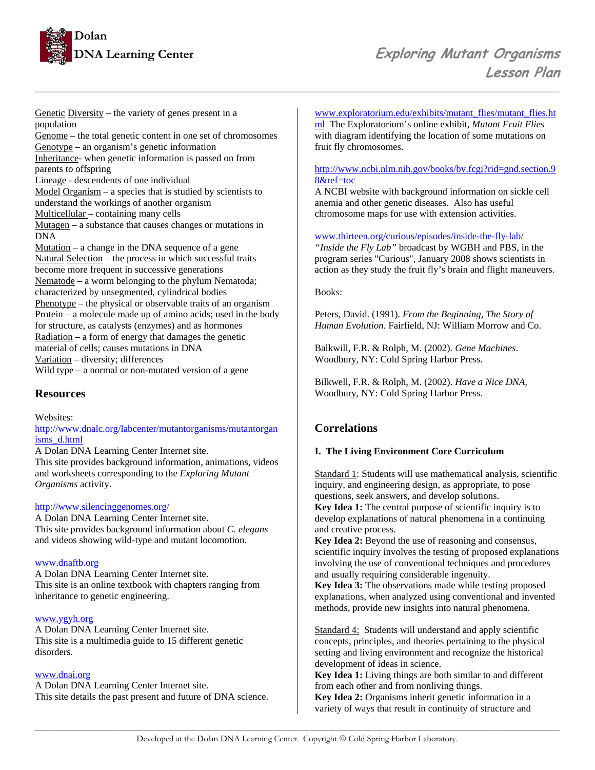Genetic Diversity – the variety of genes present in a population
Genome – the total genetic content in one set of chromosomes
Genotype – an organism's genetic information
Inheritance- when genetic information is passed on from parents to offspring
Lineage - descendents of one individual
Model Organism – a species that is studied by scientists to understand the workings of another organism
Multicellular – containing many cells
Mutagen – a substance that causes changes or mutations in DNA
Mutation – a change in the DNA sequence of a gene
Natural Selection – the process in which successful traits become more frequent in successive generations
Nematode – a worm belonging to the phylum Nematoda; characterized by unsegmented, cylindrical bodies
Phenotype – the physical or observable traits of an organism
Protein – a molecule made up of amino acids; used in the body for structure, as catalysts (enzymes) and as hormones
Radiation – a form of energy that damages the genetic material of cells; causes mutations in DNA
Variation – diversity; differences
Wild type – a normal or non-mutated version of a gene

## Resources

Websites:

http://www.dnalc.org/labcenter/mutantorganisms/mutantorganisms_d.html
A Dolan DNA Learning Center Internet site.
This site provides background information, animations, videos and worksheets corresponding to the *Exploring Mutant Organisms* activity.

http://www.silencinggenomes.org/
A Dolan DNA Learning Center Internet site.
This site provides background information about *C. elegans* and videos showing wild-type and mutant locomotion.

www.dnaftb.org
A Dolan DNA Learning Center Internet site.
This site is an online textbook with chapters ranging from inheritance to genetic engineering.

www.ygyh.org
A Dolan DNA Learning Center Internet site.
This site is a multimedia guide to 15 different genetic disorders.

www.dnai.org
A Dolan DNA Learning Center Internet site.
This site details the past present and future of DNA science.

www.exploratorium.edu/exhibits/mutant_flies/mutant_flies.html The Exploratorium's online exhibit, *Mutant Fruit Flies* with diagram identifying the location of some mutations on fruit fly chromosomes.

http://www.ncbi.nlm.nih.gov/books/bv.fcgi?rid=gnd.section.98&ref=toc
A NCBI website with background information on sickle cell anemia and other genetic diseases. Also has useful chromosome maps for use with extension activities.

www.thirteen.org/curious/episodes/inside-the-fly-lab/
*"Inside the Fly Lab"* broadcast by WGBH and PBS, in the program series "Curious", January 2008 shows scientists in action as they study the fruit fly's brain and flight maneuvers.

Books:

Peters, David. (1991). *From the Beginning, The Story of Human Evolution*. Fairfield, NJ: William Morrow and Co.

Balkwill, F.R. & Rolph, M. (2002). *Gene Machines*. Woodbury, NY: Cold Spring Harbor Press.

Bilkwell, F.R. & Rolph, M. (2002). *Have a Nice DNA*, Woodbury, NY: Cold Spring Harbor Press.

## Correlations

### I. The Living Environment Core Curriculum

Standard 1: Students will use mathematical analysis, scientific inquiry, and engineering design, as appropriate, to pose questions, seek answers, and develop solutions.
**Key Idea 1:** The central purpose of scientific inquiry is to develop explanations of natural phenomena in a continuing and creative process.
**Key Idea 2:** Beyond the use of reasoning and consensus, scientific inquiry involves the testing of proposed explanations involving the use of conventional techniques and procedures and usually requiring considerable ingenuity.
**Key Idea 3:** The observations made while testing proposed explanations, when analyzed using conventional and invented methods, provide new insights into natural phenomena.

Standard 4: Students will understand and apply scientific concepts, principles, and theories pertaining to the physical setting and living environment and recognize the historical development of ideas in science.
**Key Idea 1:** Living things are both similar to and different from each other and from nonliving things.
**Key Idea 2:** Organisms inherit genetic information in a variety of ways that result in continuity of structure and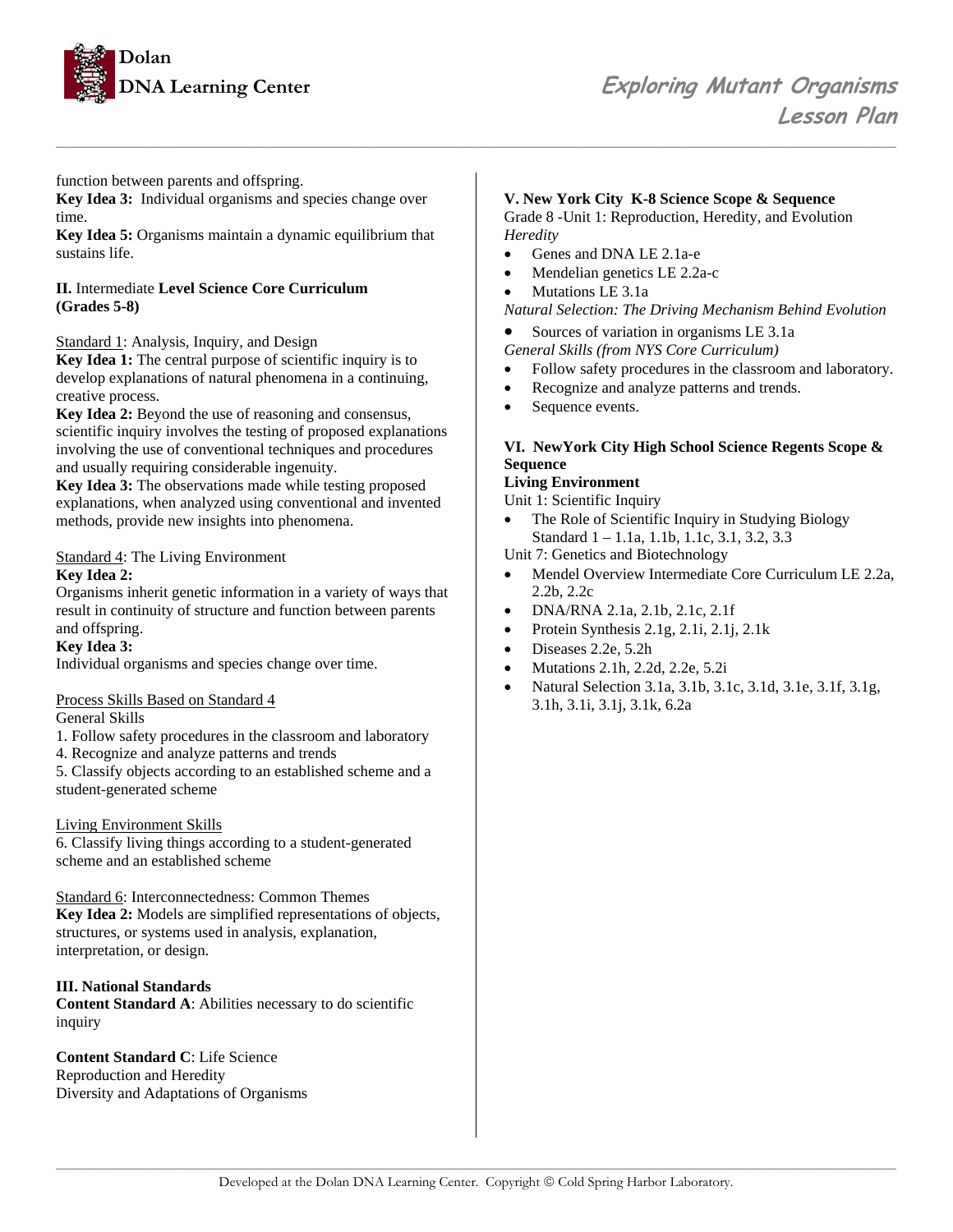function between parents and offspring.
**Key Idea 3:** Individual organisms and species change over time.
**Key Idea 5:** Organisms maintain a dynamic equilibrium that sustains life.

**II.** Intermediate **Level Science Core Curriculum (Grades 5-8)**

Standard 1: Analysis, Inquiry, and Design
**Key Idea 1:** The central purpose of scientific inquiry is to develop explanations of natural phenomena in a continuing, creative process.
**Key Idea 2:** Beyond the use of reasoning and consensus, scientific inquiry involves the testing of proposed explanations involving the use of conventional techniques and procedures and usually requiring considerable ingenuity.
**Key Idea 3:** The observations made while testing proposed explanations, when analyzed using conventional and invented methods, provide new insights into phenomena.

Standard 4: The Living Environment
**Key Idea 2:**
Organisms inherit genetic information in a variety of ways that result in continuity of structure and function between parents and offspring.
**Key Idea 3:**
Individual organisms and species change over time.

Process Skills Based on Standard 4
General Skills
1. Follow safety procedures in the classroom and laboratory
4. Recognize and analyze patterns and trends
5. Classify objects according to an established scheme and a student-generated scheme

Living Environment Skills
6. Classify living things according to a student-generated scheme and an established scheme

Standard 6: Interconnectedness: Common Themes
**Key Idea 2:** Models are simplified representations of objects, structures, or systems used in analysis, explanation, interpretation, or design.

**III. National Standards**
**Content Standard A**: Abilities necessary to do scientific inquiry

**Content Standard C**: Life Science
Reproduction and Heredity
Diversity and Adaptations of Organisms

**V. New York City K-8 Science Scope & Sequence**
Grade 8 -Unit 1: Reproduction, Heredity, and Evolution
*Heredity*
- Genes and DNA LE 2.1a-e
- Mendelian genetics LE 2.2a-c
- Mutations LE 3.1a

*Natural Selection: The Driving Mechanism Behind Evolution*
- Sources of variation in organisms LE 3.1a

*General Skills (from NYS Core Curriculum)*
- Follow safety procedures in the classroom and laboratory.
- Recognize and analyze patterns and trends.
- Sequence events.

**VI. NewYork City High School Science Regents Scope & Sequence**
**Living Environment**
Unit 1: Scientific Inquiry
- The Role of Scientific Inquiry in Studying Biology Standard 1 – 1.1a, 1.1b, 1.1c, 3.1, 3.2, 3.3

Unit 7: Genetics and Biotechnology
- Mendel Overview Intermediate Core Curriculum LE 2.2a, 2.2b, 2.2c
- DNA/RNA 2.1a, 2.1b, 2.1c, 2.1f
- Protein Synthesis 2.1g, 2.1i, 2.1j, 2.1k
- Diseases 2.2e, 5.2h
- Mutations 2.1h, 2.2d, 2.2e, 5.2i
- Natural Selection 3.1a, 3.1b, 3.1c, 3.1d, 3.1e, 3.1f, 3.1g, 3.1h, 3.1i, 3.1j, 3.1k, 6.2a